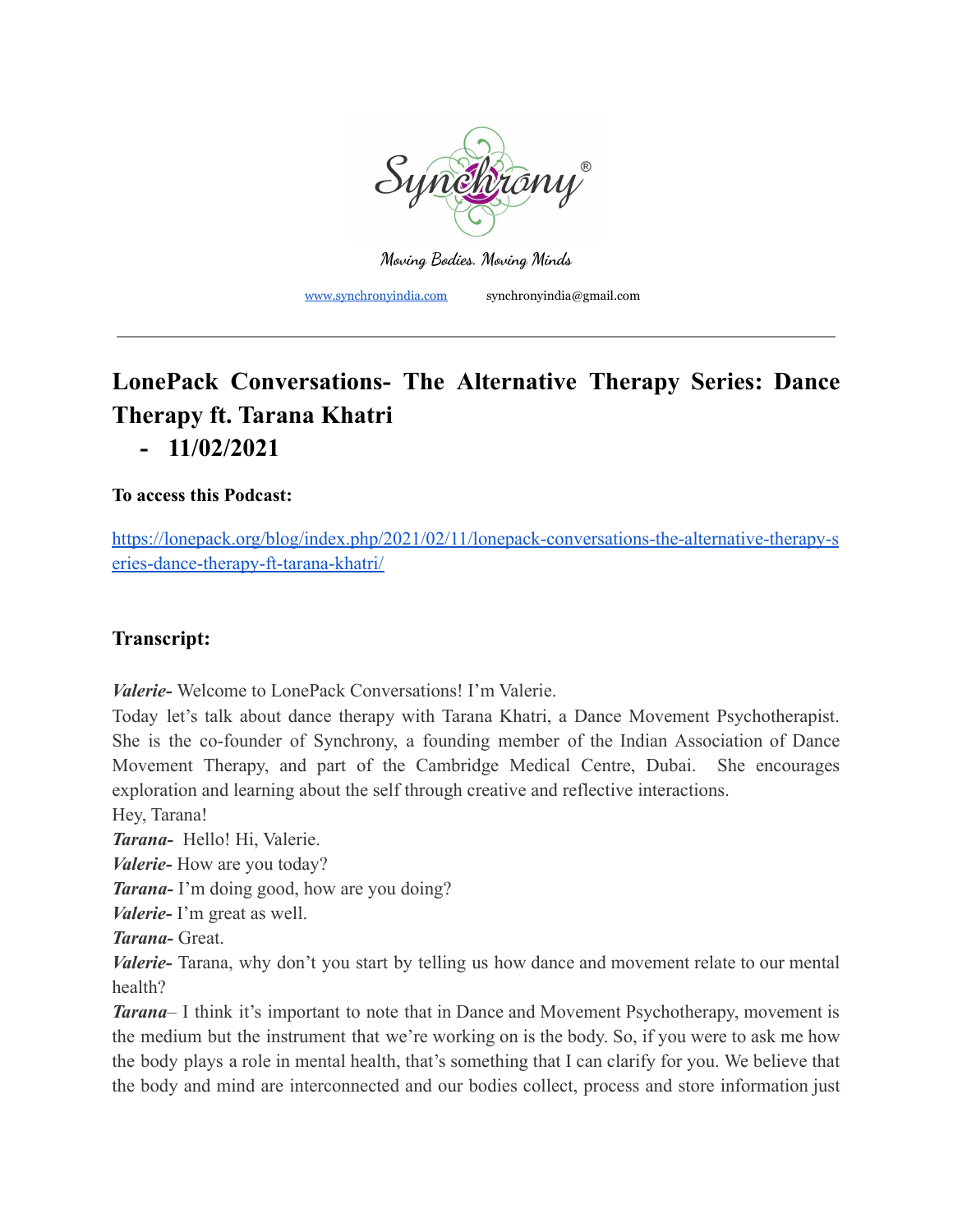Synchrony®

Moving Bodies. Moving Minds

www.synchronyindia.com synchronyindia@gmail.com

---

# LonePack Conversations- The Alternative Therapy Series: Dance Therapy ft. Tarana Khatri

- **11/02/2021**

**To access this Podcast:**

https://lonepack.org/blog/index.php/2021/02/11/lonepack-conversations-the-alternative-therapy-series-dance-therapy-ft-tarana-khatri/

## Transcript:

***Valerie-*** Welcome to LonePack Conversations! I'm Valerie.
Today let's talk about dance therapy with Tarana Khatri, a Dance Movement Psychotherapist. She is the co-founder of Synchrony, a founding member of the Indian Association of Dance Movement Therapy, and part of the Cambridge Medical Centre, Dubai. She encourages exploration and learning about the self through creative and reflective interactions.
Hey, Tarana!
***Tarana-*** Hello! Hi, Valerie.
***Valerie-*** How are you today?
***Tarana-*** I'm doing good, how are you doing?
***Valerie-*** I'm great as well.
***Tarana-*** Great.
***Valerie-*** Tarana, why don't you start by telling us how dance and movement relate to our mental health?
***Tarana***– I think it's important to note that in Dance and Movement Psychotherapy, movement is the medium but the instrument that we're working on is the body. So, if you were to ask me how the body plays a role in mental health, that's something that I can clarify for you. We believe that the body and mind are interconnected and our bodies collect, process and store information just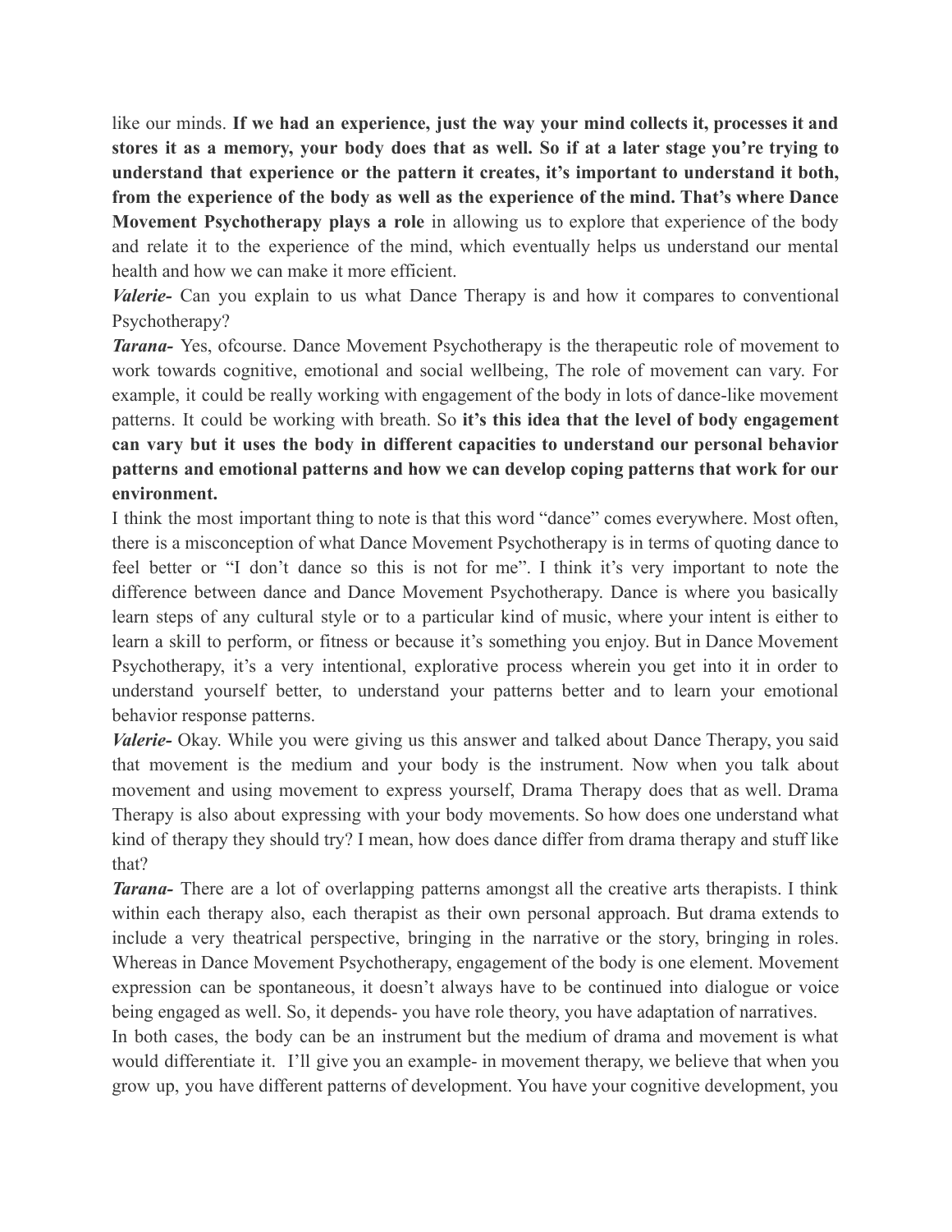like our minds. **If we had an experience, just the way your mind collects it, processes it and stores it as a memory, your body does that as well. So if at a later stage you're trying to understand that experience or the pattern it creates, it's important to understand it both, from the experience of the body as well as the experience of the mind. That's where Dance Movement Psychotherapy plays a role** in allowing us to explore that experience of the body and relate it to the experience of the mind, which eventually helps us understand our mental health and how we can make it more efficient.

***Valerie-*** Can you explain to us what Dance Therapy is and how it compares to conventional Psychotherapy?

***Tarana-*** Yes, ofcourse. Dance Movement Psychotherapy is the therapeutic role of movement to work towards cognitive, emotional and social wellbeing, The role of movement can vary. For example, it could be really working with engagement of the body in lots of dance-like movement patterns. It could be working with breath. So **it's this idea that the level of body engagement can vary but it uses the body in different capacities to understand our personal behavior patterns and emotional patterns and how we can develop coping patterns that work for our environment.**

I think the most important thing to note is that this word "dance" comes everywhere. Most often, there is a misconception of what Dance Movement Psychotherapy is in terms of quoting dance to feel better or "I don't dance so this is not for me". I think it's very important to note the difference between dance and Dance Movement Psychotherapy. Dance is where you basically learn steps of any cultural style or to a particular kind of music, where your intent is either to learn a skill to perform, or fitness or because it's something you enjoy. But in Dance Movement Psychotherapy, it's a very intentional, explorative process wherein you get into it in order to understand yourself better, to understand your patterns better and to learn your emotional behavior response patterns.

***Valerie-*** Okay. While you were giving us this answer and talked about Dance Therapy, you said that movement is the medium and your body is the instrument. Now when you talk about movement and using movement to express yourself, Drama Therapy does that as well. Drama Therapy is also about expressing with your body movements. So how does one understand what kind of therapy they should try? I mean, how does dance differ from drama therapy and stuff like that?

***Tarana-*** There are a lot of overlapping patterns amongst all the creative arts therapists. I think within each therapy also, each therapist as their own personal approach. But drama extends to include a very theatrical perspective, bringing in the narrative or the story, bringing in roles. Whereas in Dance Movement Psychotherapy, engagement of the body is one element. Movement expression can be spontaneous, it doesn't always have to be continued into dialogue or voice being engaged as well. So, it depends- you have role theory, you have adaptation of narratives.

In both cases, the body can be an instrument but the medium of drama and movement is what would differentiate it. I'll give you an example- in movement therapy, we believe that when you grow up, you have different patterns of development. You have your cognitive development, you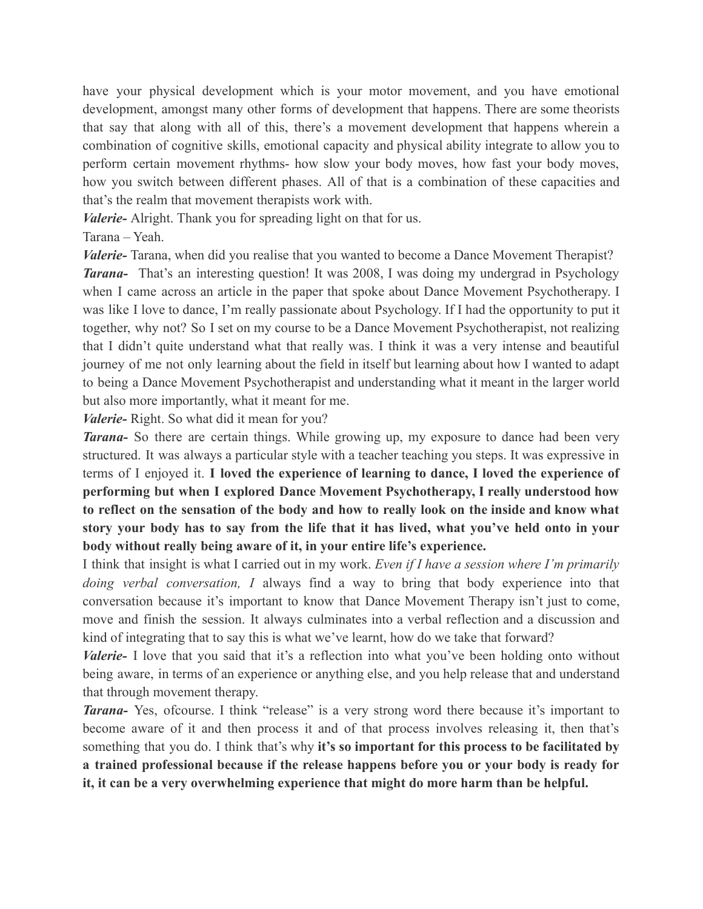have your physical development which is your motor movement, and you have emotional development, amongst many other forms of development that happens. There are some theorists that say that along with all of this, there's a movement development that happens wherein a combination of cognitive skills, emotional capacity and physical ability integrate to allow you to perform certain movement rhythms- how slow your body moves, how fast your body moves, how you switch between different phases. All of that is a combination of these capacities and that's the realm that movement therapists work with.

***Valerie-*** Alright. Thank you for spreading light on that for us.

Tarana – Yeah.

***Valerie-*** Tarana, when did you realise that you wanted to become a Dance Movement Therapist?

***Tarana-*** That's an interesting question! It was 2008, I was doing my undergrad in Psychology when I came across an article in the paper that spoke about Dance Movement Psychotherapy. I was like I love to dance, I'm really passionate about Psychology. If I had the opportunity to put it together, why not? So I set on my course to be a Dance Movement Psychotherapist, not realizing that I didn't quite understand what that really was. I think it was a very intense and beautiful journey of me not only learning about the field in itself but learning about how I wanted to adapt to being a Dance Movement Psychotherapist and understanding what it meant in the larger world but also more importantly, what it meant for me.

***Valerie-*** Right. So what did it mean for you?

***Tarana-*** So there are certain things. While growing up, my exposure to dance had been very structured. It was always a particular style with a teacher teaching you steps. It was expressive in terms of I enjoyed it. **I loved the experience of learning to dance, I loved the experience of performing but when I explored Dance Movement Psychotherapy, I really understood how to reflect on the sensation of the body and how to really look on the inside and know what story your body has to say from the life that it has lived, what you've held onto in your body without really being aware of it, in your entire life's experience.**

I think that insight is what I carried out in my work. *Even if I have a session where I'm primarily doing verbal conversation, I* always find a way to bring that body experience into that conversation because it's important to know that Dance Movement Therapy isn't just to come, move and finish the session. It always culminates into a verbal reflection and a discussion and kind of integrating that to say this is what we've learnt, how do we take that forward?

***Valerie-*** I love that you said that it's a reflection into what you've been holding onto without being aware, in terms of an experience or anything else, and you help release that and understand that through movement therapy.

***Tarana-*** Yes, ofcourse. I think "release" is a very strong word there because it's important to become aware of it and then process it and of that process involves releasing it, then that's something that you do. I think that's why **it's so important for this process to be facilitated by a trained professional because if the release happens before you or your body is ready for it, it can be a very overwhelming experience that might do more harm than be helpful.**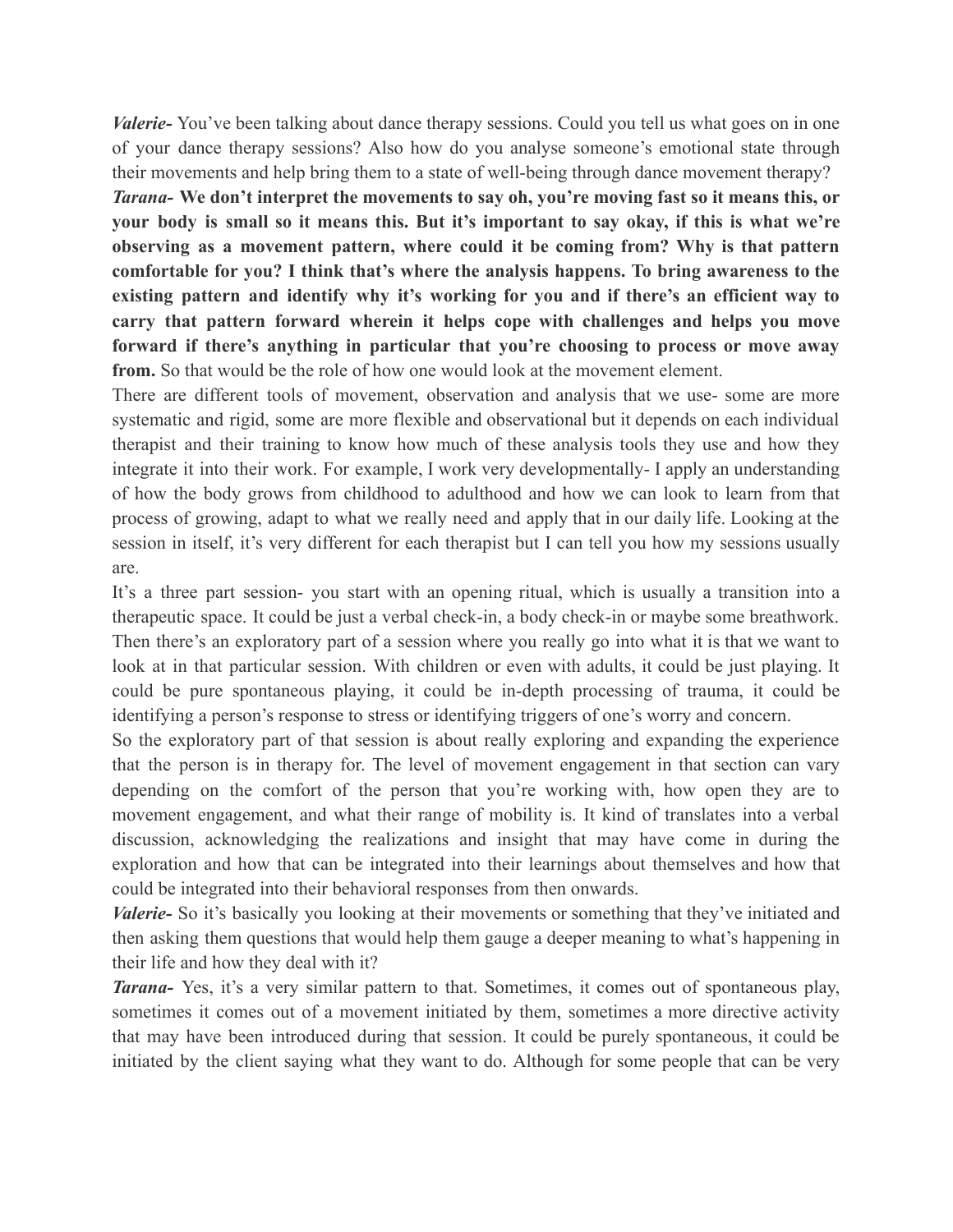***Valerie-*** You've been talking about dance therapy sessions. Could you tell us what goes on in one of your dance therapy sessions? Also how do you analyse someone's emotional state through their movements and help bring them to a state of well-being through dance movement therapy?

***Tarana-*** **We don't interpret the movements to say oh, you're moving fast so it means this, or your body is small so it means this. But it's important to say okay, if this is what we're observing as a movement pattern, where could it be coming from? Why is that pattern comfortable for you? I think that's where the analysis happens. To bring awareness to the existing pattern and identify why it's working for you and if there's an efficient way to carry that pattern forward wherein it helps cope with challenges and helps you move forward if there's anything in particular that you're choosing to process or move away from.** So that would be the role of how one would look at the movement element.

There are different tools of movement, observation and analysis that we use- some are more systematic and rigid, some are more flexible and observational but it depends on each individual therapist and their training to know how much of these analysis tools they use and how they integrate it into their work. For example, I work very developmentally- I apply an understanding of how the body grows from childhood to adulthood and how we can look to learn from that process of growing, adapt to what we really need and apply that in our daily life. Looking at the session in itself, it's very different for each therapist but I can tell you how my sessions usually are.

It's a three part session- you start with an opening ritual, which is usually a transition into a therapeutic space. It could be just a verbal check-in, a body check-in or maybe some breathwork. Then there's an exploratory part of a session where you really go into what it is that we want to look at in that particular session. With children or even with adults, it could be just playing. It could be pure spontaneous playing, it could be in-depth processing of trauma, it could be identifying a person's response to stress or identifying triggers of one's worry and concern.

So the exploratory part of that session is about really exploring and expanding the experience that the person is in therapy for. The level of movement engagement in that section can vary depending on the comfort of the person that you're working with, how open they are to movement engagement, and what their range of mobility is. It kind of translates into a verbal discussion, acknowledging the realizations and insight that may have come in during the exploration and how that can be integrated into their learnings about themselves and how that could be integrated into their behavioral responses from then onwards.

***Valerie-*** So it's basically you looking at their movements or something that they've initiated and then asking them questions that would help them gauge a deeper meaning to what's happening in their life and how they deal with it?

***Tarana-*** Yes, it's a very similar pattern to that. Sometimes, it comes out of spontaneous play, sometimes it comes out of a movement initiated by them, sometimes a more directive activity that may have been introduced during that session. It could be purely spontaneous, it could be initiated by the client saying what they want to do. Although for some people that can be very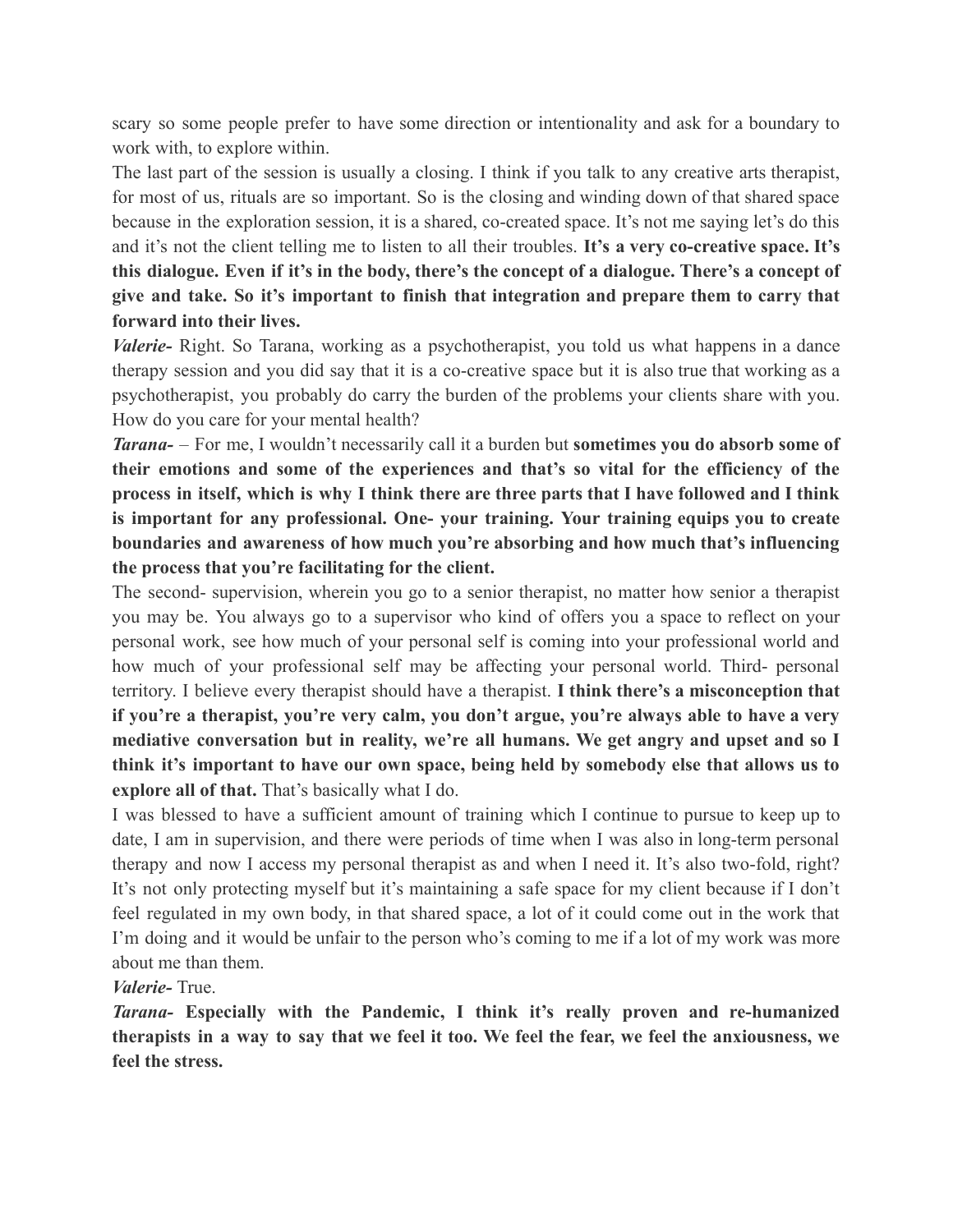scary so some people prefer to have some direction or intentionality and ask for a boundary to work with, to explore within.

The last part of the session is usually a closing. I think if you talk to any creative arts therapist, for most of us, rituals are so important. So is the closing and winding down of that shared space because in the exploration session, it is a shared, co-created space. It's not me saying let's do this and it's not the client telling me to listen to all their troubles. **It's a very co-creative space. It's this dialogue. Even if it's in the body, there's the concept of a dialogue. There's a concept of give and take. So it's important to finish that integration and prepare them to carry that forward into their lives.**

***Valerie-*** Right. So Tarana, working as a psychotherapist, you told us what happens in a dance therapy session and you did say that it is a co-creative space but it is also true that working as a psychotherapist, you probably do carry the burden of the problems your clients share with you. How do you care for your mental health?

***Tarana-*** – For me, I wouldn't necessarily call it a burden but **sometimes you do absorb some of their emotions and some of the experiences and that's so vital for the efficiency of the process in itself, which is why I think there are three parts that I have followed and I think is important for any professional. One- your training. Your training equips you to create boundaries and awareness of how much you're absorbing and how much that's influencing the process that you're facilitating for the client.**

The second- supervision, wherein you go to a senior therapist, no matter how senior a therapist you may be. You always go to a supervisor who kind of offers you a space to reflect on your personal work, see how much of your personal self is coming into your professional world and how much of your professional self may be affecting your personal world. Third- personal territory. I believe every therapist should have a therapist. **I think there's a misconception that if you're a therapist, you're very calm, you don't argue, you're always able to have a very mediative conversation but in reality, we're all humans. We get angry and upset and so I think it's important to have our own space, being held by somebody else that allows us to explore all of that.** That's basically what I do.

I was blessed to have a sufficient amount of training which I continue to pursue to keep up to date, I am in supervision, and there were periods of time when I was also in long-term personal therapy and now I access my personal therapist as and when I need it. It's also two-fold, right? It's not only protecting myself but it's maintaining a safe space for my client because if I don't feel regulated in my own body, in that shared space, a lot of it could come out in the work that I'm doing and it would be unfair to the person who's coming to me if a lot of my work was more about me than them.

***Valerie-*** True.

***Tarana-*** **Especially with the Pandemic, I think it's really proven and re-humanized therapists in a way to say that we feel it too. We feel the fear, we feel the anxiousness, we feel the stress.**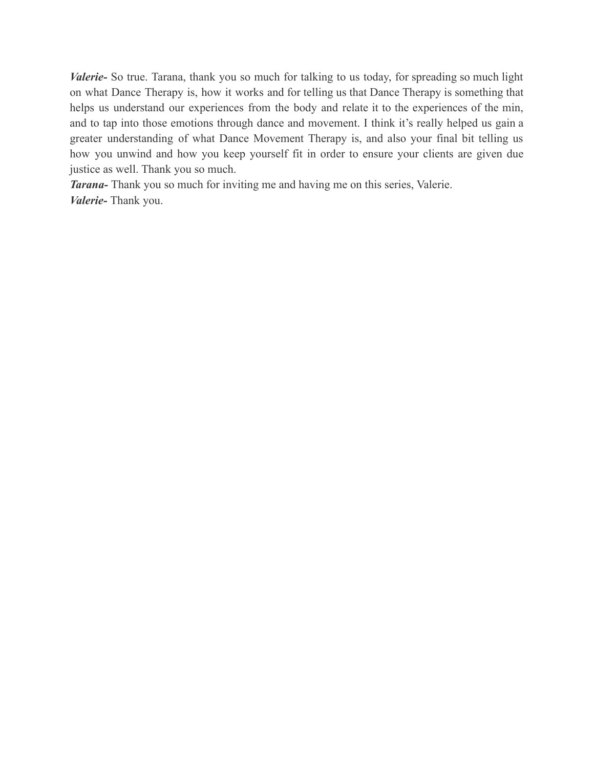***Valerie-*** So true. Tarana, thank you so much for talking to us today, for spreading so much light on what Dance Therapy is, how it works and for telling us that Dance Therapy is something that helps us understand our experiences from the body and relate it to the experiences of the min, and to tap into those emotions through dance and movement. I think it's really helped us gain a greater understanding of what Dance Movement Therapy is, and also your final bit telling us how you unwind and how you keep yourself fit in order to ensure your clients are given due justice as well. Thank you so much.

***Tarana-*** Thank you so much for inviting me and having me on this series, Valerie.

***Valerie-*** Thank you.